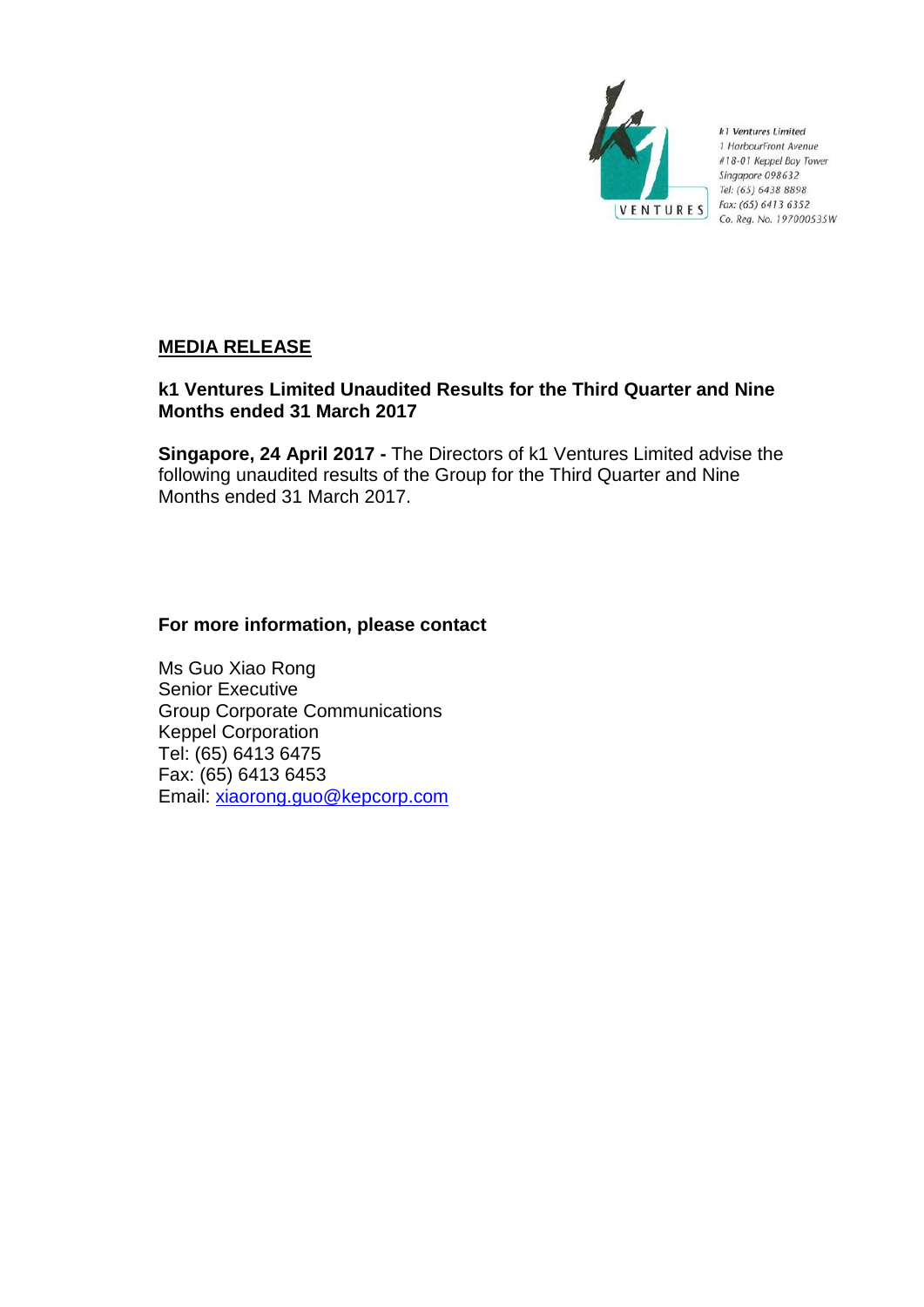k1 Ventures Limited
1 HarbourFront Avenue
#18-01 Keppel Bay Tower
Singapore 098632
Tel: (65) 6438 8898
Fax: (65) 6413 6352
Co. Reg. No. 197000535W

## MEDIA RELEASE

### k1 Ventures Limited Unaudited Results for the Third Quarter and Nine Months ended 31 March 2017

**Singapore, 24 April 2017 -** The Directors of k1 Ventures Limited advise the following unaudited results of the Group for the Third Quarter and Nine Months ended 31 March 2017.

**For more information, please contact**

Ms Guo Xiao Rong
Senior Executive
Group Corporate Communications
Keppel Corporation
Tel: (65) 6413 6475
Fax: (65) 6413 6453
Email: xiaorong.guo@kepcorp.com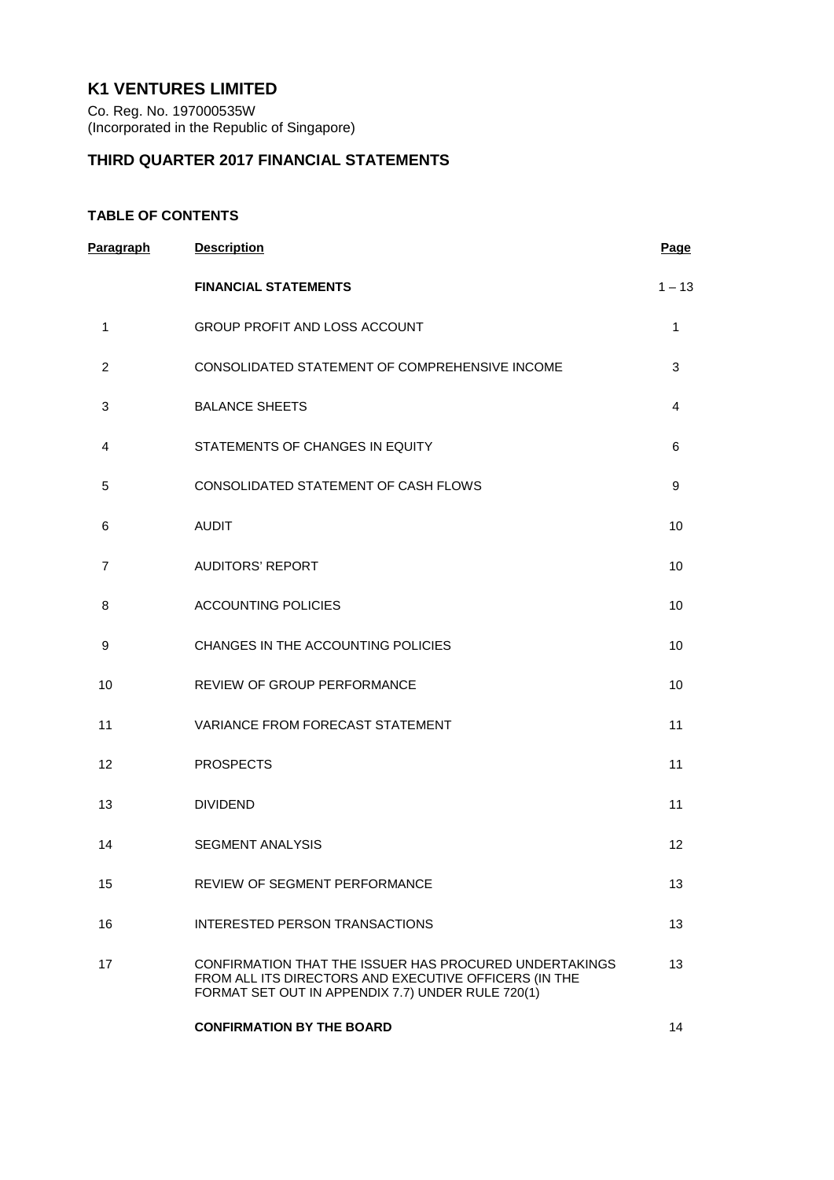# K1 VENTURES LIMITED

Co. Reg. No. 197000535W
(Incorporated in the Republic of Singapore)

## THIRD QUARTER 2017 FINANCIAL STATEMENTS

### TABLE OF CONTENTS

| Paragraph | Description | Page |
|---|---|---|
| | **FINANCIAL STATEMENTS** | 1 – 13 |
| 1 | GROUP PROFIT AND LOSS ACCOUNT | 1 |
| 2 | CONSOLIDATED STATEMENT OF COMPREHENSIVE INCOME | 3 |
| 3 | BALANCE SHEETS | 4 |
| 4 | STATEMENTS OF CHANGES IN EQUITY | 6 |
| 5 | CONSOLIDATED STATEMENT OF CASH FLOWS | 9 |
| 6 | AUDIT | 10 |
| 7 | AUDITORS' REPORT | 10 |
| 8 | ACCOUNTING POLICIES | 10 |
| 9 | CHANGES IN THE ACCOUNTING POLICIES | 10 |
| 10 | REVIEW OF GROUP PERFORMANCE | 10 |
| 11 | VARIANCE FROM FORECAST STATEMENT | 11 |
| 12 | PROSPECTS | 11 |
| 13 | DIVIDEND | 11 |
| 14 | SEGMENT ANALYSIS | 12 |
| 15 | REVIEW OF SEGMENT PERFORMANCE | 13 |
| 16 | INTERESTED PERSON TRANSACTIONS | 13 |
| 17 | CONFIRMATION THAT THE ISSUER HAS PROCURED UNDERTAKINGS FROM ALL ITS DIRECTORS AND EXECUTIVE OFFICERS (IN THE FORMAT SET OUT IN APPENDIX 7.7) UNDER RULE 720(1) | 13 |
| | **CONFIRMATION BY THE BOARD** | 14 |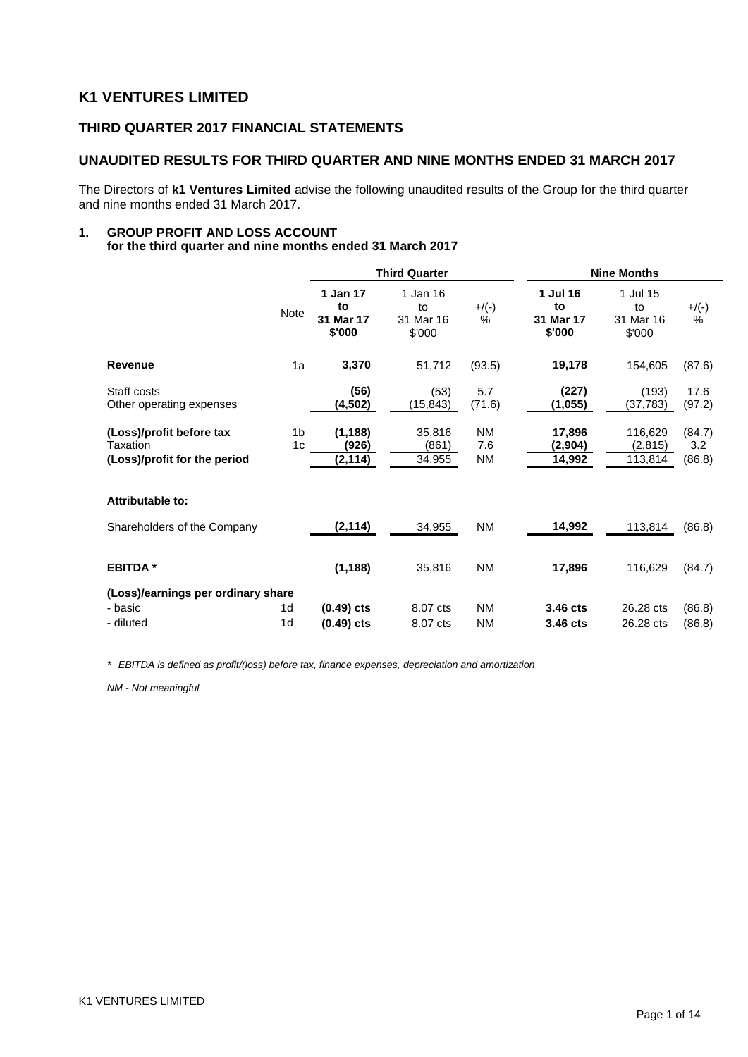# K1 VENTURES LIMITED

## THIRD QUARTER 2017 FINANCIAL STATEMENTS

## UNAUDITED RESULTS FOR THIRD QUARTER AND NINE MONTHS ENDED 31 MARCH 2017

The Directors of **k1 Ventures Limited** advise the following unaudited results of the Group for the third quarter and nine months ended 31 March 2017.

### 1. GROUP PROFIT AND LOSS ACCOUNT
**for the third quarter and nine months ended 31 March 2017**

| | | Third Quarter | | | Nine Months | | |
|---|---|---|---|---|---|---|---|
| | Note | **1 Jan 17 to 31 Mar 17 $'000** | 1 Jan 16 to 31 Mar 16 $'000 | +/(-) % | **1 Jul 16 to 31 Mar 17 $'000** | 1 Jul 15 to 31 Mar 16 $'000 | +/(-) % |
| **Revenue** | 1a | **3,370** | 51,712 | (93.5) | **19,178** | 154,605 | (87.6) |
| Staff costs | | **(56)** | (53) | 5.7 | **(227)** | (193) | 17.6 |
| Other operating expenses | | **(4,502)** | (15,843) | (71.6) | **(1,055)** | (37,783) | (97.2) |
| **(Loss)/profit before tax** | 1b | **(1,188)** | 35,816 | NM | **17,896** | 116,629 | (84.7) |
| Taxation | 1c | **(926)** | (861) | 7.6 | **(2,904)** | (2,815) | 3.2 |
| **(Loss)/profit for the period** | | **(2,114)** | 34,955 | NM | **14,992** | 113,814 | (86.8) |
| **Attributable to:** | | | | | | | |
| Shareholders of the Company | | **(2,114)** | 34,955 | NM | **14,992** | 113,814 | (86.8) |
| **EBITDA \*** | | (1,188) | 35,816 | NM | 17,896 | 116,629 | (84.7) |
| **(Loss)/earnings per ordinary share** | | | | | | | |
| - basic | 1d | **(0.49) cts** | 8.07 cts | NM | **3.46 cts** | 26.28 cts | (86.8) |
| - diluted | 1d | **(0.49) cts** | 8.07 cts | NM | **3.46 cts** | 26.28 cts | (86.8) |

*\* EBITDA is defined as profit/(loss) before tax, finance expenses, depreciation and amortization*

*NM - Not meaningful*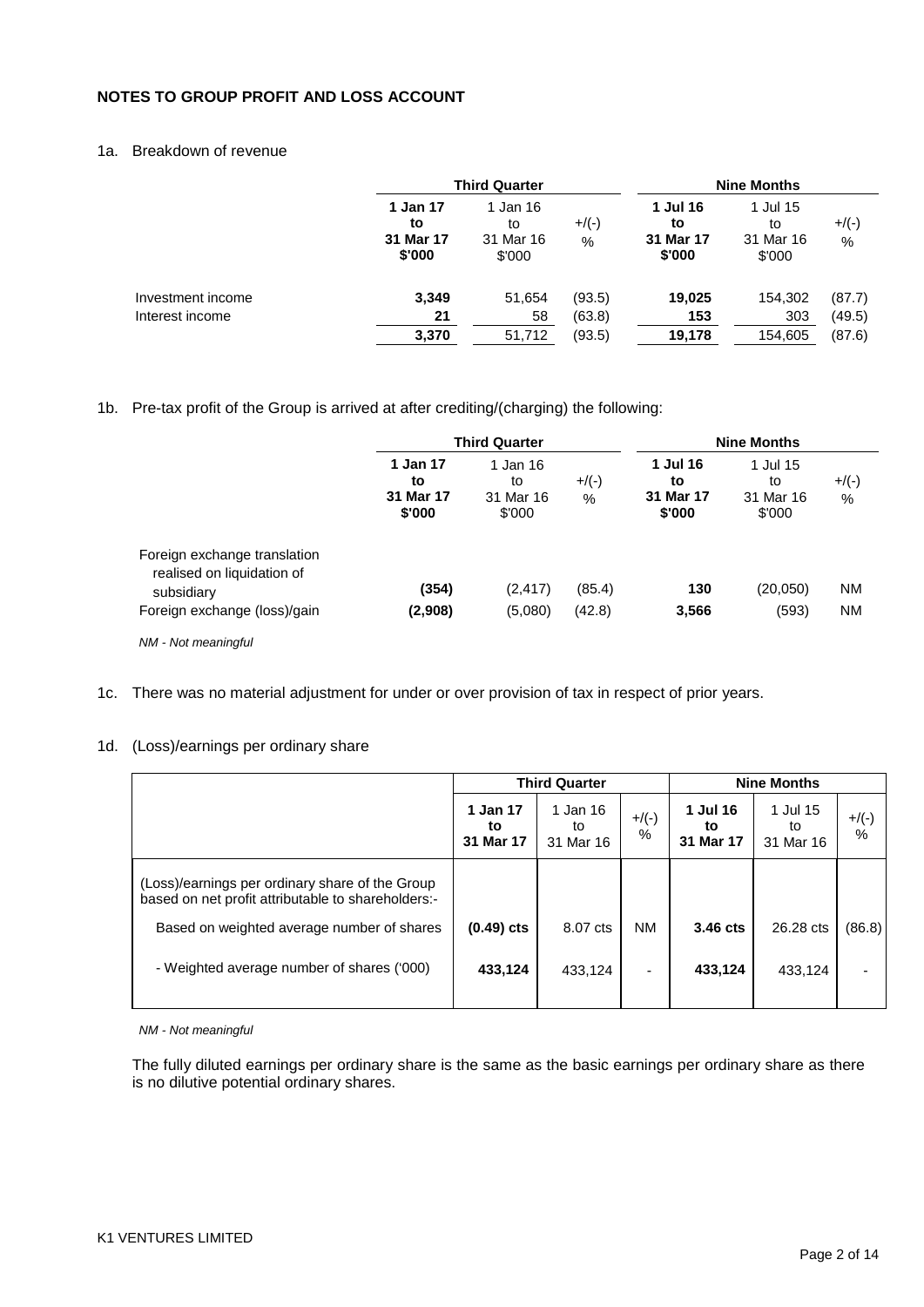## NOTES TO GROUP PROFIT AND LOSS ACCOUNT

1a. Breakdown of revenue

| | Third Quarter | | | Nine Months | | |
|---|---|---|---|---|---|---|
| | **1 Jan 17 to 31 Mar 17 $'000** | 1 Jan 16 to 31 Mar 16 $'000 | +/(-) % | **1 Jul 16 to 31 Mar 17 $'000** | 1 Jul 15 to 31 Mar 16 $'000 | +/(-) % |
| Investment income | **3,349** | 51,654 | (93.5) | **19,025** | 154,302 | (87.7) |
| Interest income | **21** | 58 | (63.8) | **153** | 303 | (49.5) |
| | **3,370** | 51,712 | (93.5) | **19,178** | 154,605 | (87.6) |

1b. Pre-tax profit of the Group is arrived at after crediting/(charging) the following:

| | Third Quarter | | | Nine Months | | |
|---|---|---|---|---|---|---|
| | **1 Jan 17 to 31 Mar 17 $'000** | 1 Jan 16 to 31 Mar 16 $'000 | +/(-) % | **1 Jul 16 to 31 Mar 17 $'000** | 1 Jul 15 to 31 Mar 16 $'000 | +/(-) % |
| Foreign exchange translation realised on liquidation of subsidiary | **(354)** | (2,417) | (85.4) | **130** | (20,050) | NM |
| Foreign exchange (loss)/gain | **(2,908)** | (5,080) | (42.8) | **3,566** | (593) | NM |

*NM - Not meaningful*

1c. There was no material adjustment for under or over provision of tax in respect of prior years.

1d. (Loss)/earnings per ordinary share

| | Third Quarter | | | Nine Months | | |
|---|---|---|---|---|---|---|
| | **1 Jan 17 to 31 Mar 17** | 1 Jan 16 to 31 Mar 16 | +/(-) % | **1 Jul 16 to 31 Mar 17** | 1 Jul 15 to 31 Mar 16 | +/(-) % |
| (Loss)/earnings per ordinary share of the Group based on net profit attributable to shareholders:- | | | | | | |
| Based on weighted average number of shares | **(0.49) cts** | 8.07 cts | NM | **3.46 cts** | 26.28 cts | (86.8) |
| - Weighted average number of shares ('000) | **433,124** | 433,124 | - | **433,124** | 433,124 | - |

*NM - Not meaningful*

The fully diluted earnings per ordinary share is the same as the basic earnings per ordinary share as there is no dilutive potential ordinary shares.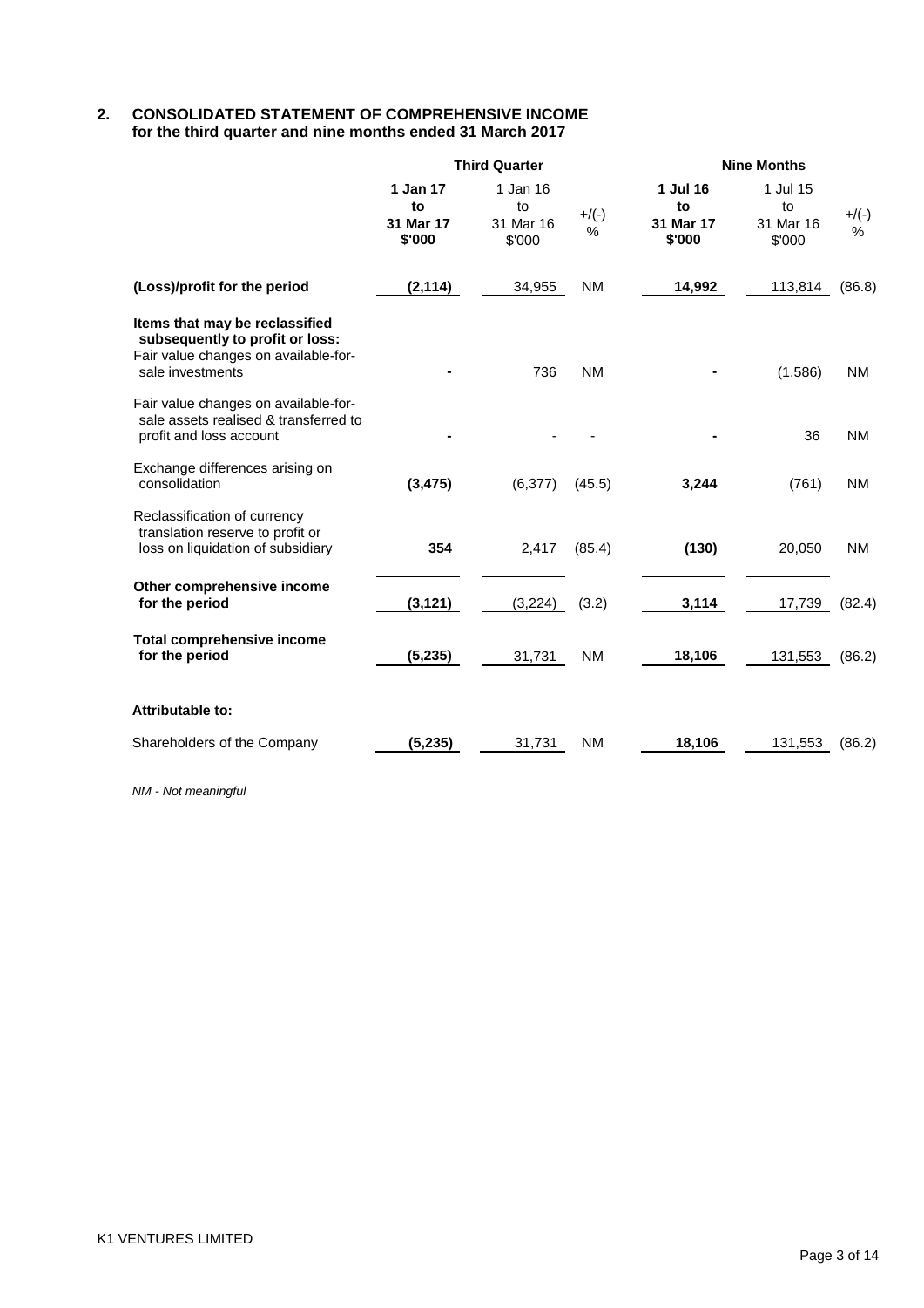## 2. CONSOLIDATED STATEMENT OF COMPREHENSIVE INCOME
**for the third quarter and nine months ended 31 March 2017**

| | Third Quarter | | | Nine Months | | |
|---|---|---|---|---|---|---|
| | **1 Jan 17 to 31 Mar 17 $'000** | 1 Jan 16 to 31 Mar 16 $'000 | +/(-) % | **1 Jul 16 to 31 Mar 17 $'000** | 1 Jul 15 to 31 Mar 16 $'000 | +/(-) % |
| **(Loss)/profit for the period** | **(2,114)** | 34,955 | NM | **14,992** | 113,814 | (86.8) |
| **Items that may be reclassified subsequently to profit or loss:** | | | | | | |
| Fair value changes on available-for-sale investments | **-** | 736 | NM | **-** | (1,586) | NM |
| Fair value changes on available-for-sale assets realised & transferred to profit and loss account | **-** | - | - | **-** | 36 | NM |
| Exchange differences arising on consolidation | **(3,475)** | (6,377) | (45.5) | **3,244** | (761) | NM |
| Reclassification of currency translation reserve to profit or loss on liquidation of subsidiary | **354** | 2,417 | (85.4) | **(130)** | 20,050 | NM |
| **Other comprehensive income for the period** | **(3,121)** | (3,224) | (3.2) | **3,114** | 17,739 | (82.4) |
| **Total comprehensive income for the period** | **(5,235)** | 31,731 | NM | **18,106** | 131,553 | (86.2) |
| **Attributable to:** | | | | | | |
| Shareholders of the Company | **(5,235)** | 31,731 | NM | **18,106** | 131,553 | (86.2) |

*NM - Not meaningful*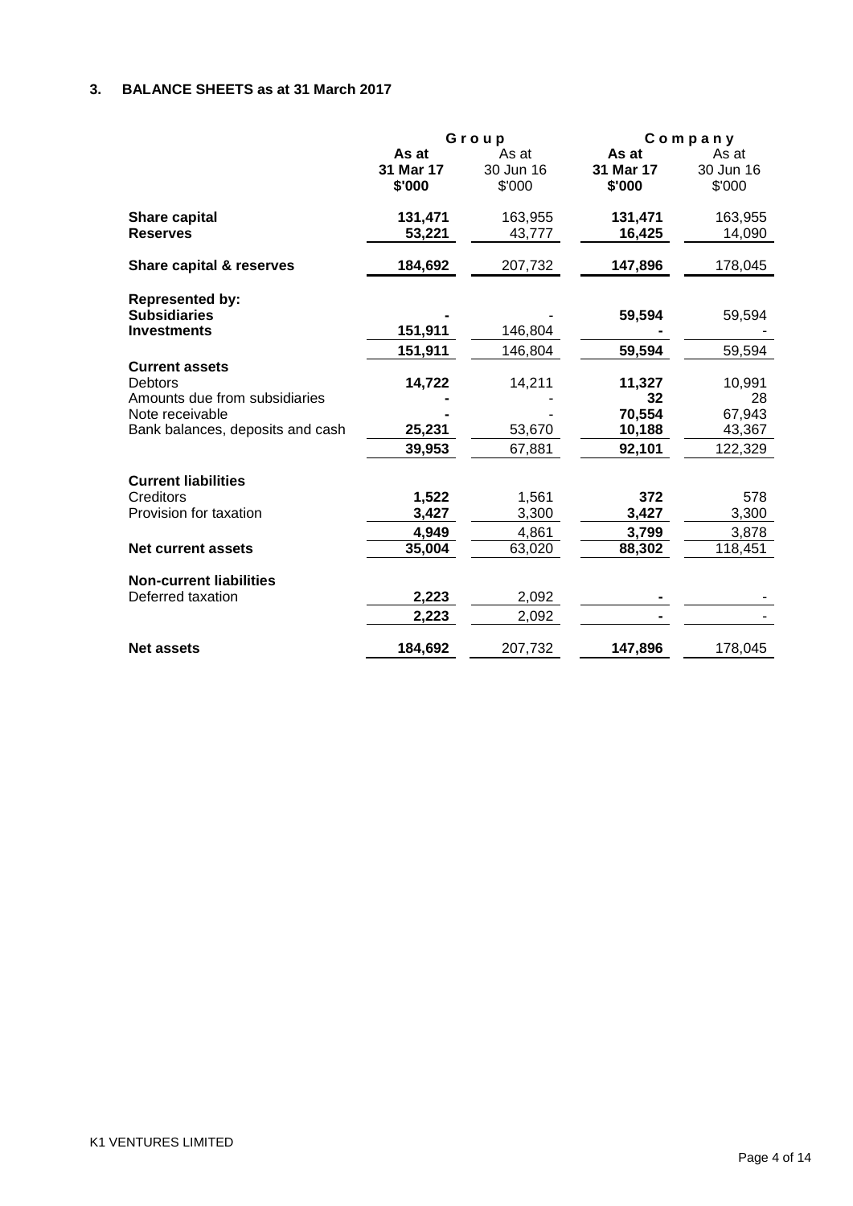## 3. BALANCE SHEETS as at 31 March 2017

| | Group | | Company | |
|---|---|---|---|---|
| | **As at 31 Mar 17 \$'000** | As at 30 Jun 16 \$'000 | **As at 31 Mar 17 \$'000** | As at 30 Jun 16 \$'000 |
| **Share capital** | **131,471** | 163,955 | **131,471** | 163,955 |
| **Reserves** | **53,221** | 43,777 | **16,425** | 14,090 |
| **Share capital & reserves** | **184,692** | 207,732 | **147,896** | 178,045 |
| **Represented by:** | | | | |
| **Subsidiaries** | **-** | - | **59,594** | 59,594 |
| **Investments** | **151,911** | 146,804 | **-** | - |
| | **151,911** | 146,804 | **59,594** | 59,594 |
| **Current assets** | | | | |
| Debtors | **14,722** | 14,211 | **11,327** | 10,991 |
| Amounts due from subsidiaries | **-** | - | **32** | 28 |
| Note receivable | **-** | - | **70,554** | 67,943 |
| Bank balances, deposits and cash | **25,231** | 53,670 | **10,188** | 43,367 |
| | **39,953** | 67,881 | **92,101** | 122,329 |
| **Current liabilities** | | | | |
| Creditors | **1,522** | 1,561 | **372** | 578 |
| Provision for taxation | **3,427** | 3,300 | **3,427** | 3,300 |
| | **4,949** | 4,861 | **3,799** | 3,878 |
| **Net current assets** | **35,004** | 63,020 | **88,302** | 118,451 |
| **Non-current liabilities** | | | | |
| Deferred taxation | **2,223** | 2,092 | **-** | - |
| | **2,223** | 2,092 | **-** | - |
| **Net assets** | **184,692** | 207,732 | **147,896** | 178,045 |

K1 VENTURES LIMITED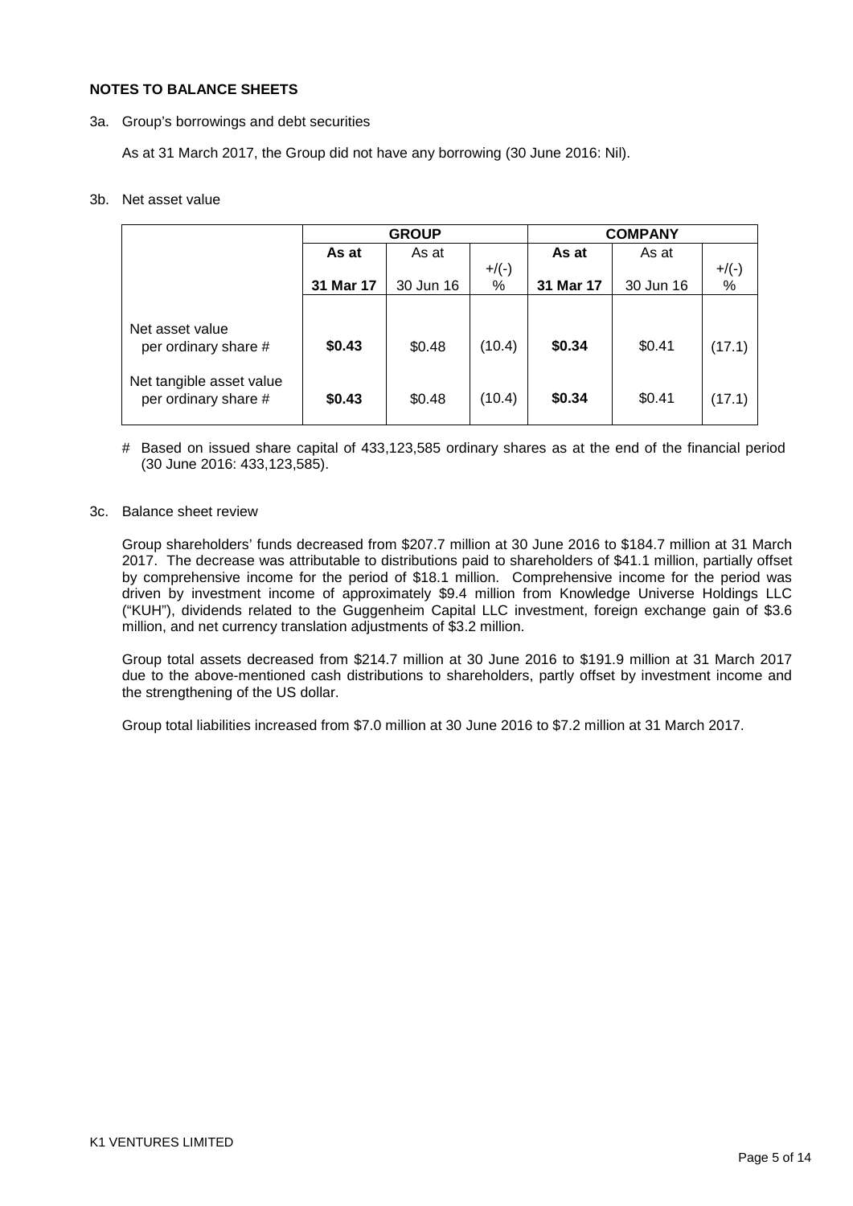**NOTES TO BALANCE SHEETS**

3a. Group's borrowings and debt securities

As at 31 March 2017, the Group did not have any borrowing (30 June 2016: Nil).

3b. Net asset value

| | GROUP | | | COMPANY | | |
|---|---|---|---|---|---|---|
| | **As at** | As at | +/(-) | **As at** | As at | +/(-) |
| | **31 Mar 17** | 30 Jun 16 | % | **31 Mar 17** | 30 Jun 16 | % |
| Net asset value per ordinary share # | **$0.43** | $0.48 | (10.4) | **$0.34** | $0.41 | (17.1) |
| Net tangible asset value per ordinary share # | **$0.43** | $0.48 | (10.4) | **$0.34** | $0.41 | (17.1) |

\# Based on issued share capital of 433,123,585 ordinary shares as at the end of the financial period (30 June 2016: 433,123,585).

3c. Balance sheet review

Group shareholders' funds decreased from $207.7 million at 30 June 2016 to $184.7 million at 31 March 2017. The decrease was attributable to distributions paid to shareholders of $41.1 million, partially offset by comprehensive income for the period of $18.1 million. Comprehensive income for the period was driven by investment income of approximately $9.4 million from Knowledge Universe Holdings LLC ("KUH"), dividends related to the Guggenheim Capital LLC investment, foreign exchange gain of $3.6 million, and net currency translation adjustments of $3.2 million.

Group total assets decreased from $214.7 million at 30 June 2016 to $191.9 million at 31 March 2017 due to the above-mentioned cash distributions to shareholders, partly offset by investment income and the strengthening of the US dollar.

Group total liabilities increased from $7.0 million at 30 June 2016 to $7.2 million at 31 March 2017.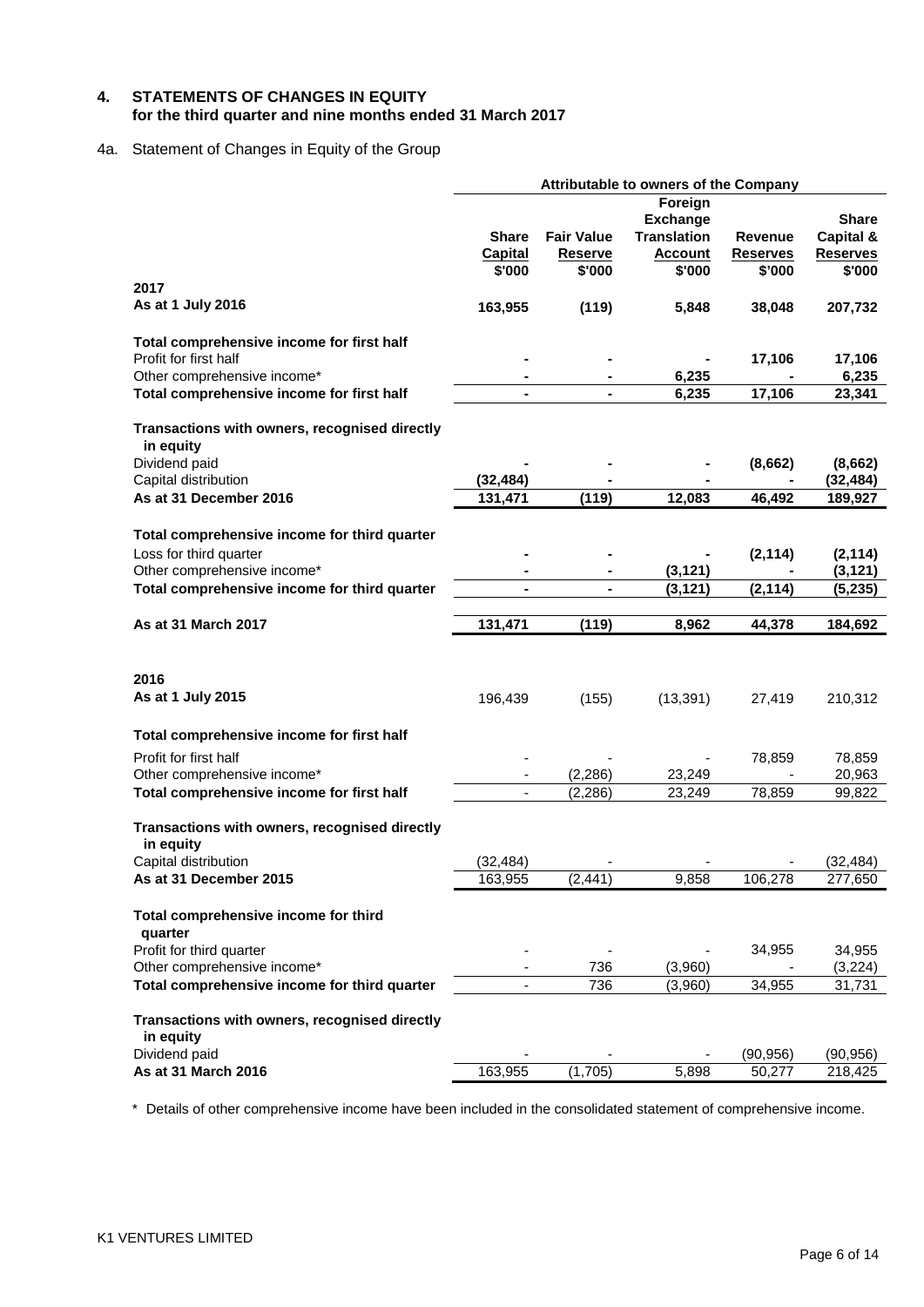# 4. STATEMENTS OF CHANGES IN EQUITY
**for the third quarter and nine months ended 31 March 2017**

4a. Statement of Changes in Equity of the Group

| | Attributable to owners of the Company | | | | |
|---|---|---|---|---|---|
| | **Share Capital** $'000 | **Fair Value Reserve** $'000 | **Foreign Exchange Translation Account** $'000 | **Revenue Reserves** $'000 | **Share Capital & Reserves** $'000 |
| **2017** | | | | | |
| **As at 1 July 2016** | **163,955** | **(119)** | **5,848** | **38,048** | **207,732** |
| **Total comprehensive income for first half** | | | | | |
| Profit for first half | **-** | **-** | **-** | **17,106** | **17,106** |
| Other comprehensive income* | **-** | **-** | **6,235** | **-** | **6,235** |
| **Total comprehensive income for first half** | **-** | **-** | **6,235** | **17,106** | **23,341** |
| **Transactions with owners, recognised directly in equity** | | | | | |
| Dividend paid | **-** | **-** | **-** | **(8,662)** | **(8,662)** |
| Capital distribution | **(32,484)** | **-** | **-** | **-** | **(32,484)** |
| **As at 31 December 2016** | **131,471** | **(119)** | **12,083** | **46,492** | **189,927** |
| **Total comprehensive income for third quarter** | | | | | |
| Loss for third quarter | **-** | **-** | **-** | **(2,114)** | **(2,114)** |
| Other comprehensive income* | **-** | **-** | **(3,121)** | **-** | **(3,121)** |
| **Total comprehensive income for third quarter** | **-** | **-** | **(3,121)** | **(2,114)** | **(5,235)** |
| **As at 31 March 2017** | **131,471** | **(119)** | **8,962** | **44,378** | **184,692** |
| **2016** | | | | | |
| **As at 1 July 2015** | 196,439 | (155) | (13,391) | 27,419 | 210,312 |
| **Total comprehensive income for first half** | | | | | |
| Profit for first half | - | - | - | 78,859 | 78,859 |
| Other comprehensive income* | - | (2,286) | 23,249 | - | 20,963 |
| **Total comprehensive income for first half** | - | (2,286) | 23,249 | 78,859 | 99,822 |
| **Transactions with owners, recognised directly in equity** | | | | | |
| Capital distribution | (32,484) | - | - | - | (32,484) |
| **As at 31 December 2015** | 163,955 | (2,441) | 9,858 | 106,278 | 277,650 |
| **Total comprehensive income for third quarter** | | | | | |
| Profit for third quarter | - | - | - | 34,955 | 34,955 |
| Other comprehensive income* | - | 736 | (3,960) | - | (3,224) |
| **Total comprehensive income for third quarter** | - | 736 | (3,960) | 34,955 | 31,731 |
| **Transactions with owners, recognised directly in equity** | | | | | |
| Dividend paid | - | - | - | (90,956) | (90,956) |
| **As at 31 March 2016** | 163,955 | (1,705) | 5,898 | 50,277 | 218,425 |

\* Details of other comprehensive income have been included in the consolidated statement of comprehensive income.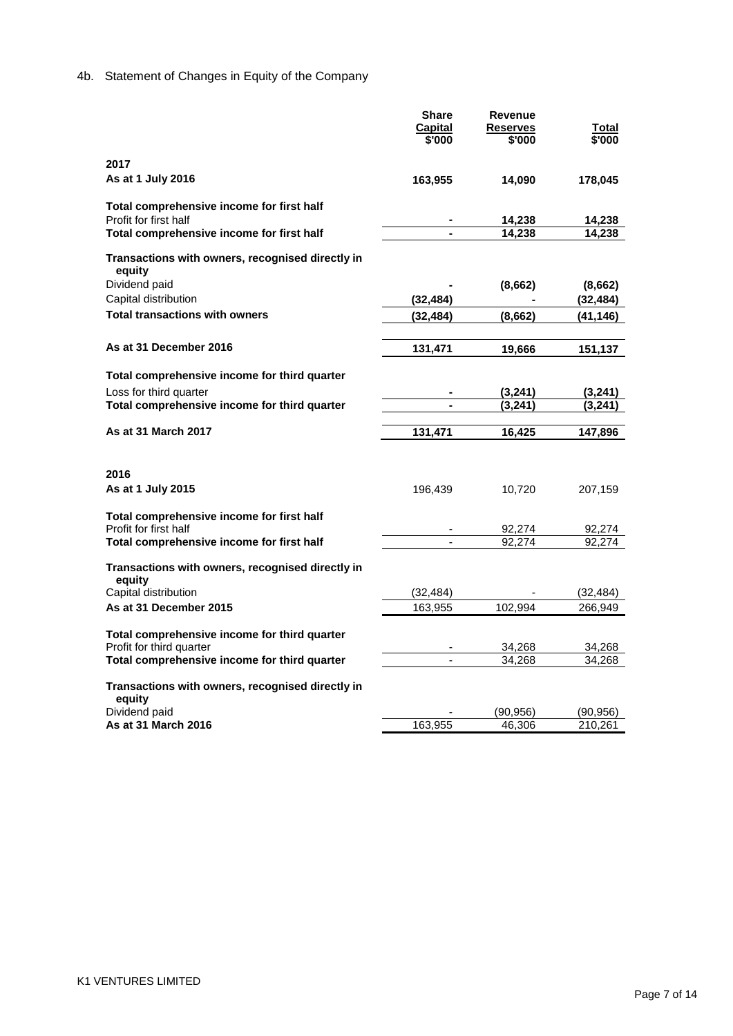4b. Statement of Changes in Equity of the Company

| | Share Capital $'000 | Revenue Reserves $'000 | Total $'000 |
|---|---|---|---|
| **2017** | | | |
| **As at 1 July 2016** | **163,955** | **14,090** | **178,045** |
| **Total comprehensive income for first half** | | | |
| Profit for first half | **-** | **14,238** | **14,238** |
| **Total comprehensive income for first half** | **-** | **14,238** | **14,238** |
| **Transactions with owners, recognised directly in equity** | | | |
| Dividend paid | **-** | **(8,662)** | **(8,662)** |
| Capital distribution | **(32,484)** | **-** | **(32,484)** |
| **Total transactions with owners** | **(32,484)** | **(8,662)** | **(41,146)** |
| **As at 31 December 2016** | **131,471** | **19,666** | **151,137** |
| **Total comprehensive income for third quarter** | | | |
| Loss for third quarter | **-** | **(3,241)** | **(3,241)** |
| **Total comprehensive income for third quarter** | **-** | **(3,241)** | **(3,241)** |
| **As at 31 March 2017** | **131,471** | **16,425** | **147,896** |
| **2016** | | | |
| **As at 1 July 2015** | 196,439 | 10,720 | 207,159 |
| **Total comprehensive income for first half** | | | |
| Profit for first half | - | 92,274 | 92,274 |
| **Total comprehensive income for first half** | - | 92,274 | 92,274 |
| **Transactions with owners, recognised directly in equity** | | | |
| Capital distribution | (32,484) | - | (32,484) |
| **As at 31 December 2015** | 163,955 | 102,994 | 266,949 |
| **Total comprehensive income for third quarter** | | | |
| Profit for third quarter | - | 34,268 | 34,268 |
| **Total comprehensive income for third quarter** | - | 34,268 | 34,268 |
| **Transactions with owners, recognised directly in equity** | | | |
| Dividend paid | - | (90,956) | (90,956) |
| **As at 31 March 2016** | 163,955 | 46,306 | 210,261 |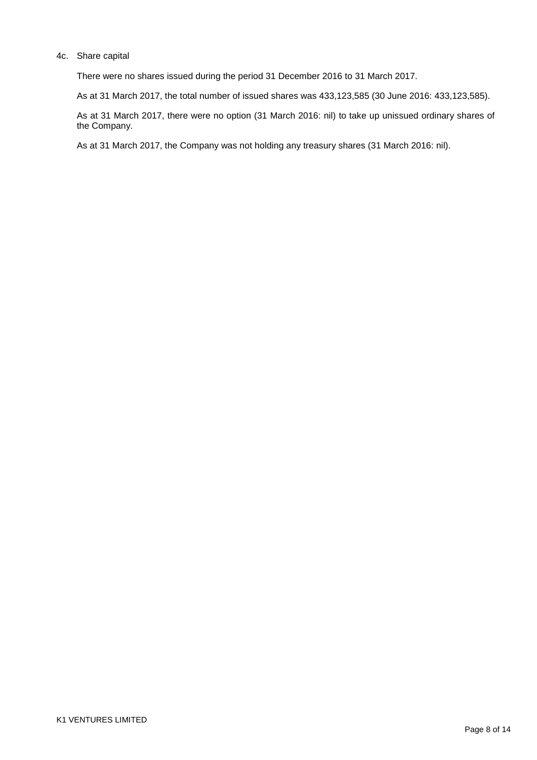4c. Share capital

There were no shares issued during the period 31 December 2016 to 31 March 2017.

As at 31 March 2017, the total number of issued shares was 433,123,585 (30 June 2016: 433,123,585).

As at 31 March 2017, there were no option (31 March 2016: nil) to take up unissued ordinary shares of the Company.

As at 31 March 2017, the Company was not holding any treasury shares (31 March 2016: nil).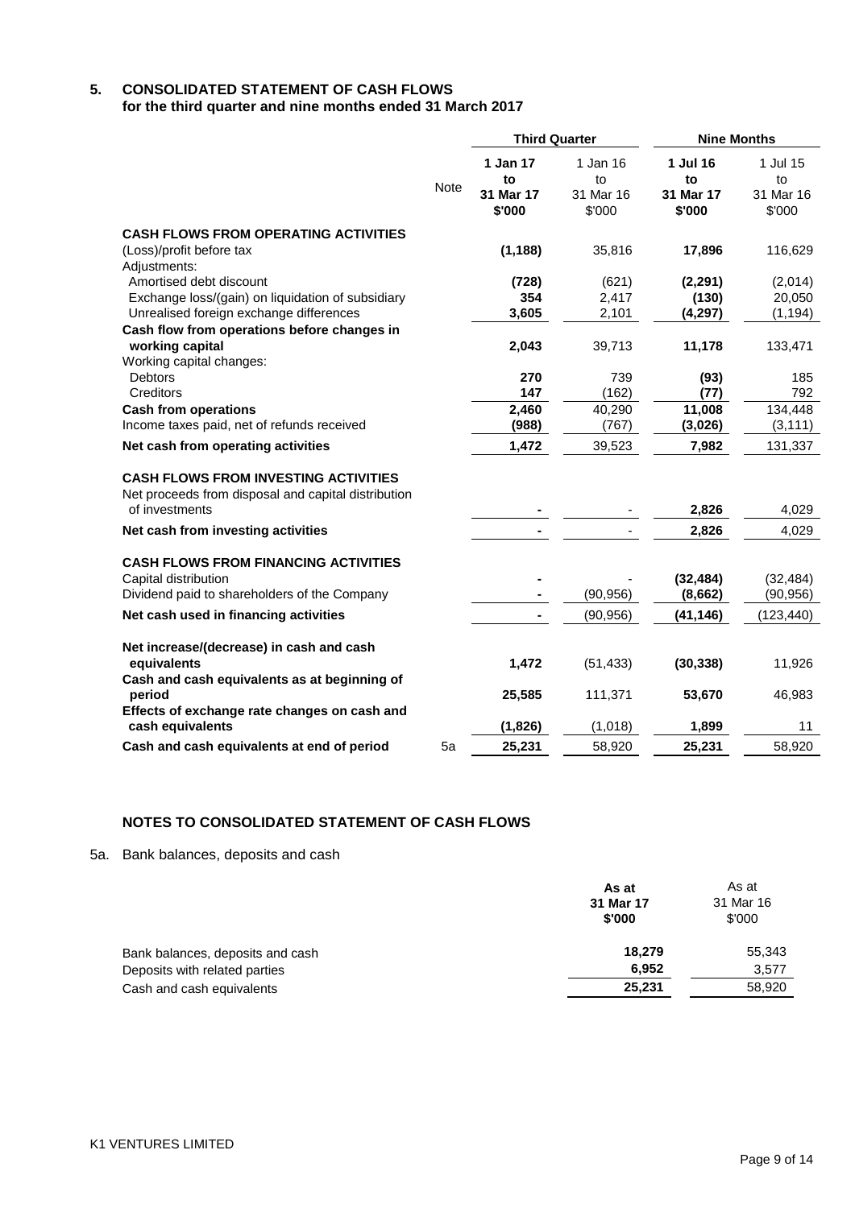## 5. CONSOLIDATED STATEMENT OF CASH FLOWS
### for the third quarter and nine months ended 31 March 2017

| | | Third Quarter | | Nine Months | |
|---|---|---|---|---|---|
| | Note | **1 Jan 17 to 31 Mar 17 $'000** | 1 Jan 16 to 31 Mar 16 $'000 | **1 Jul 16 to 31 Mar 17 $'000** | 1 Jul 15 to 31 Mar 16 $'000 |
| **CASH FLOWS FROM OPERATING ACTIVITIES** | | | | | |
| (Loss)/profit before tax | | **(1,188)** | 35,816 | **17,896** | 116,629 |
| Adjustments: | | | | | |
| Amortised debt discount | | **(728)** | (621) | **(2,291)** | (2,014) |
| Exchange loss/(gain) on liquidation of subsidiary | | **354** | 2,417 | **(130)** | 20,050 |
| Unrealised foreign exchange differences | | **3,605** | 2,101 | **(4,297)** | (1,194) |
| **Cash flow from operations before changes in working capital** | | **2,043** | 39,713 | **11,178** | 133,471 |
| Working capital changes: | | | | | |
| Debtors | | **270** | 739 | **(93)** | 185 |
| Creditors | | **147** | (162) | **(77)** | 792 |
| **Cash from operations** | | **2,460** | 40,290 | **11,008** | 134,448 |
| Income taxes paid, net of refunds received | | **(988)** | (767) | **(3,026)** | (3,111) |
| **Net cash from operating activities** | | **1,472** | 39,523 | **7,982** | 131,337 |
| **CASH FLOWS FROM INVESTING ACTIVITIES** | | | | | |
| Net proceeds from disposal and capital distribution of investments | | **-** | - | **2,826** | 4,029 |
| **Net cash from investing activities** | | **-** | - | **2,826** | 4,029 |
| **CASH FLOWS FROM FINANCING ACTIVITIES** | | | | | |
| Capital distribution | | **-** | - | **(32,484)** | (32,484) |
| Dividend paid to shareholders of the Company | | **-** | (90,956) | **(8,662)** | (90,956) |
| **Net cash used in financing activities** | | **-** | (90,956) | **(41,146)** | (123,440) |
| **Net increase/(decrease) in cash and cash equivalents** | | **1,472** | (51,433) | **(30,338)** | 11,926 |
| **Cash and cash equivalents as at beginning of period** | | **25,585** | 111,371 | **53,670** | 46,983 |
| **Effects of exchange rate changes on cash and cash equivalents** | | **(1,826)** | (1,018) | **1,899** | 11 |
| **Cash and cash equivalents at end of period** | 5a | **25,231** | 58,920 | **25,231** | 58,920 |

### NOTES TO CONSOLIDATED STATEMENT OF CASH FLOWS

5a. Bank balances, deposits and cash

| | **As at 31 Mar 17 $'000** | As at 31 Mar 16 $'000 |
|---|---|---|
| Bank balances, deposits and cash | **18,279** | 55,343 |
| Deposits with related parties | **6,952** | 3,577 |
| Cash and cash equivalents | **25,231** | 58,920 |

K1 VENTURES LIMITED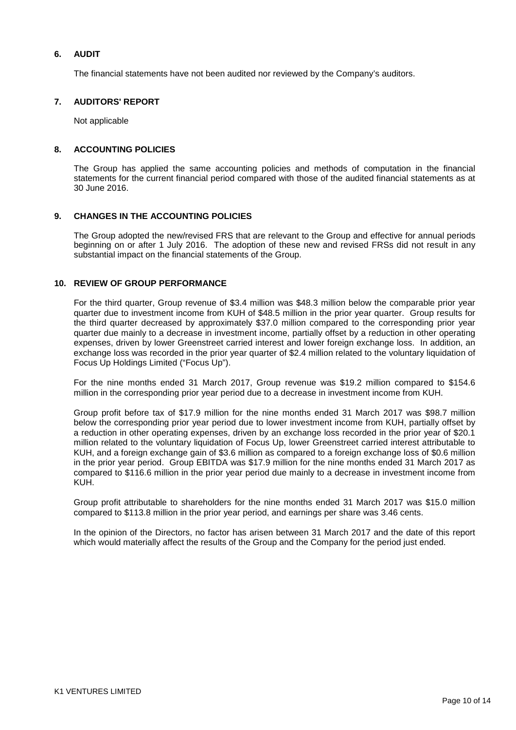## 6. AUDIT

The financial statements have not been audited nor reviewed by the Company's auditors.

## 7. AUDITORS' REPORT

Not applicable

## 8. ACCOUNTING POLICIES

The Group has applied the same accounting policies and methods of computation in the financial statements for the current financial period compared with those of the audited financial statements as at 30 June 2016.

## 9. CHANGES IN THE ACCOUNTING POLICIES

The Group adopted the new/revised FRS that are relevant to the Group and effective for annual periods beginning on or after 1 July 2016. The adoption of these new and revised FRSs did not result in any substantial impact on the financial statements of the Group.

## 10. REVIEW OF GROUP PERFORMANCE

For the third quarter, Group revenue of $3.4 million was $48.3 million below the comparable prior year quarter due to investment income from KUH of $48.5 million in the prior year quarter. Group results for the third quarter decreased by approximately $37.0 million compared to the corresponding prior year quarter due mainly to a decrease in investment income, partially offset by a reduction in other operating expenses, driven by lower Greenstreet carried interest and lower foreign exchange loss. In addition, an exchange loss was recorded in the prior year quarter of $2.4 million related to the voluntary liquidation of Focus Up Holdings Limited ("Focus Up").

For the nine months ended 31 March 2017, Group revenue was $19.2 million compared to $154.6 million in the corresponding prior year period due to a decrease in investment income from KUH.

Group profit before tax of $17.9 million for the nine months ended 31 March 2017 was $98.7 million below the corresponding prior year period due to lower investment income from KUH, partially offset by a reduction in other operating expenses, driven by an exchange loss recorded in the prior year of $20.1 million related to the voluntary liquidation of Focus Up, lower Greenstreet carried interest attributable to KUH, and a foreign exchange gain of $3.6 million as compared to a foreign exchange loss of $0.6 million in the prior year period. Group EBITDA was $17.9 million for the nine months ended 31 March 2017 as compared to $116.6 million in the prior year period due mainly to a decrease in investment income from KUH.

Group profit attributable to shareholders for the nine months ended 31 March 2017 was $15.0 million compared to $113.8 million in the prior year period, and earnings per share was 3.46 cents.

In the opinion of the Directors, no factor has arisen between 31 March 2017 and the date of this report which would materially affect the results of the Group and the Company for the period just ended.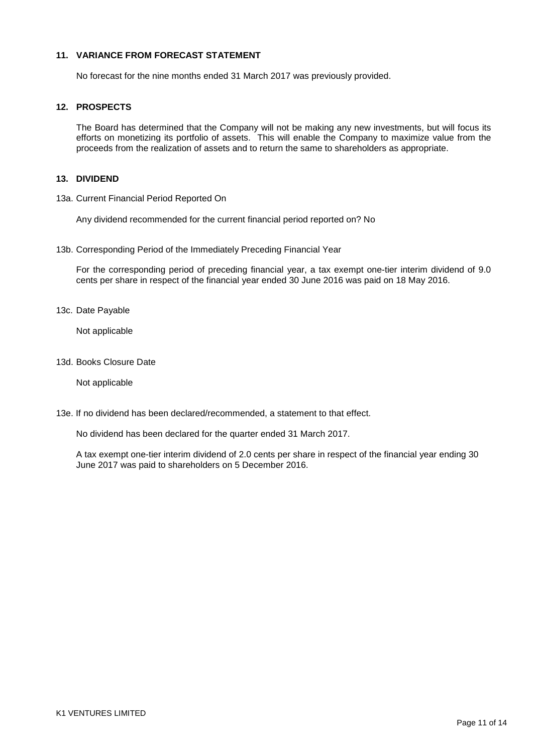## 11. VARIANCE FROM FORECAST STATEMENT

No forecast for the nine months ended 31 March 2017 was previously provided.

## 12. PROSPECTS

The Board has determined that the Company will not be making any new investments, but will focus its efforts on monetizing its portfolio of assets. This will enable the Company to maximize value from the proceeds from the realization of assets and to return the same to shareholders as appropriate.

## 13. DIVIDEND

13a. Current Financial Period Reported On

Any dividend recommended for the current financial period reported on? No

13b. Corresponding Period of the Immediately Preceding Financial Year

For the corresponding period of preceding financial year, a tax exempt one-tier interim dividend of 9.0 cents per share in respect of the financial year ended 30 June 2016 was paid on 18 May 2016.

13c. Date Payable

Not applicable

13d. Books Closure Date

Not applicable

13e. If no dividend has been declared/recommended, a statement to that effect.

No dividend has been declared for the quarter ended 31 March 2017.

A tax exempt one-tier interim dividend of 2.0 cents per share in respect of the financial year ending 30 June 2017 was paid to shareholders on 5 December 2016.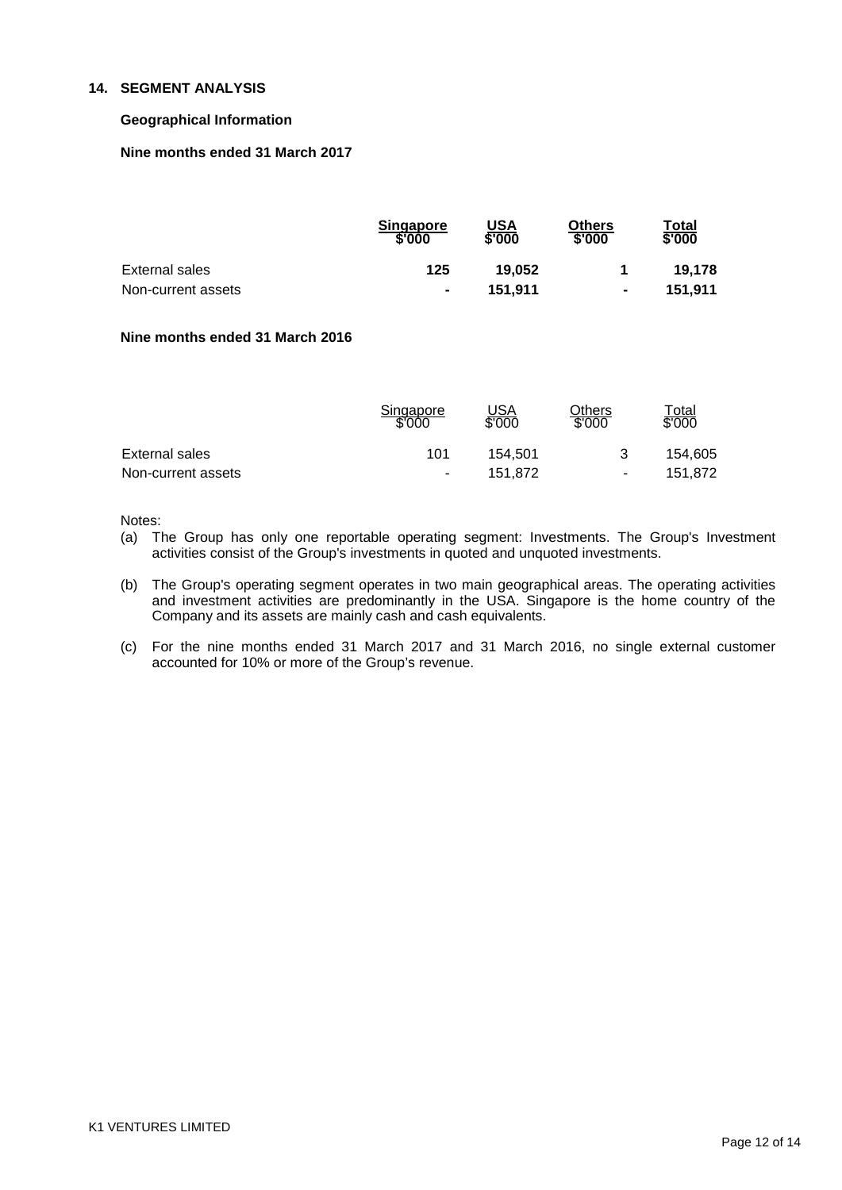## 14. SEGMENT ANALYSIS

### Geographical Information

**Nine months ended 31 March 2017**

| | Singapore<br>$'000 | USA<br>$'000 | Others<br>$'000 | Total<br>$'000 |
|---|---|---|---|---|
| External sales | **125** | **19,052** | **1** | **19,178** |
| Non-current assets | **-** | **151,911** | **-** | **151,911** |

**Nine months ended 31 March 2016**

| | Singapore<br>$'000 | USA<br>$'000 | Others<br>$'000 | Total<br>$'000 |
|---|---|---|---|---|
| External sales | 101 | 154,501 | 3 | 154,605 |
| Non-current assets | - | 151,872 | - | 151,872 |

Notes:

(a) The Group has only one reportable operating segment: Investments. The Group's Investment activities consist of the Group's investments in quoted and unquoted investments.

(b) The Group's operating segment operates in two main geographical areas. The operating activities and investment activities are predominantly in the USA. Singapore is the home country of the Company and its assets are mainly cash and cash equivalents.

(c) For the nine months ended 31 March 2017 and 31 March 2016, no single external customer accounted for 10% or more of the Group's revenue.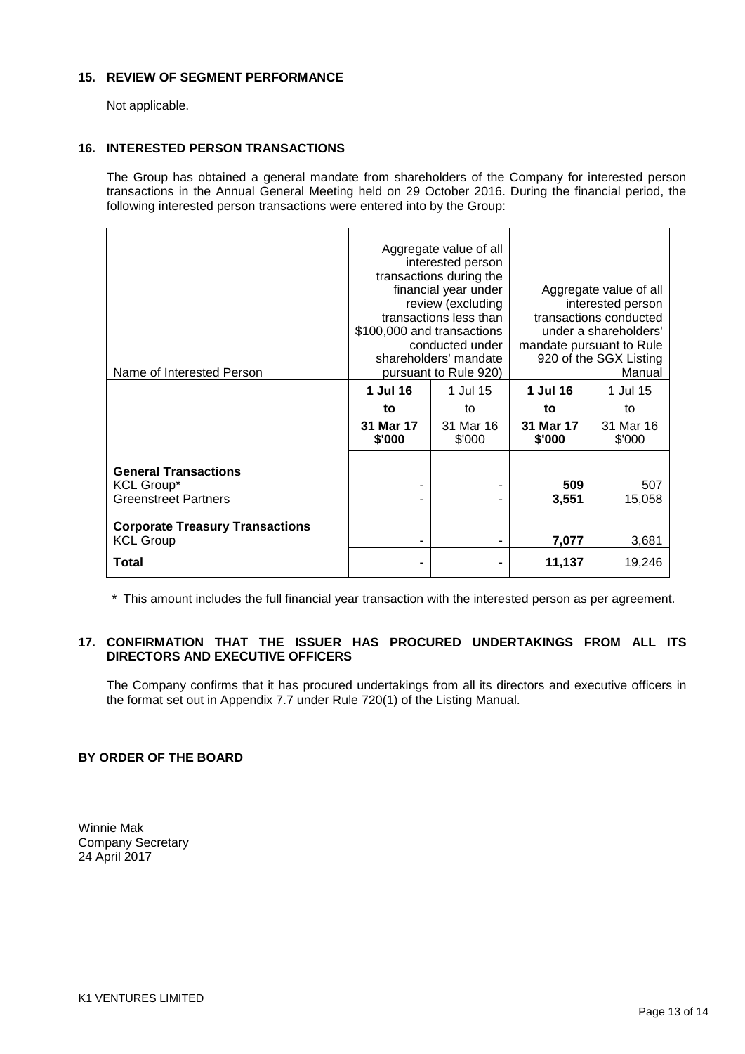## 15. REVIEW OF SEGMENT PERFORMANCE

Not applicable.

## 16. INTERESTED PERSON TRANSACTIONS

The Group has obtained a general mandate from shareholders of the Company for interested person transactions in the Annual General Meeting held on 29 October 2016. During the financial period, the following interested person transactions were entered into by the Group:

| Name of Interested Person | Aggregate value of all interested person transactions during the financial year under review (excluding transactions less than \$100,000 and transactions conducted under shareholders' mandate pursuant to Rule 920) | | Aggregate value of all interested person transactions conducted under a shareholders' mandate pursuant to Rule 920 of the SGX Listing Manual | |
|---|---|---|---|---|
| | **1 Jul 16 to 31 Mar 17 \$'000** | 1 Jul 15 to 31 Mar 16 \$'000 | **1 Jul 16 to 31 Mar 17 \$'000** | 1 Jul 15 to 31 Mar 16 \$'000 |
| **General Transactions** | | | | |
| KCL Group* | - | - | **509** | 507 |
| Greenstreet Partners | - | - | **3,551** | 15,058 |
| **Corporate Treasury Transactions** | | | | |
| KCL Group | - | - | **7,077** | 3,681 |
| **Total** | - | - | **11,137** | 19,246 |

\* This amount includes the full financial year transaction with the interested person as per agreement.

## 17. CONFIRMATION THAT THE ISSUER HAS PROCURED UNDERTAKINGS FROM ALL ITS DIRECTORS AND EXECUTIVE OFFICERS

The Company confirms that it has procured undertakings from all its directors and executive officers in the format set out in Appendix 7.7 under Rule 720(1) of the Listing Manual.

**BY ORDER OF THE BOARD**

Winnie Mak
Company Secretary
24 April 2017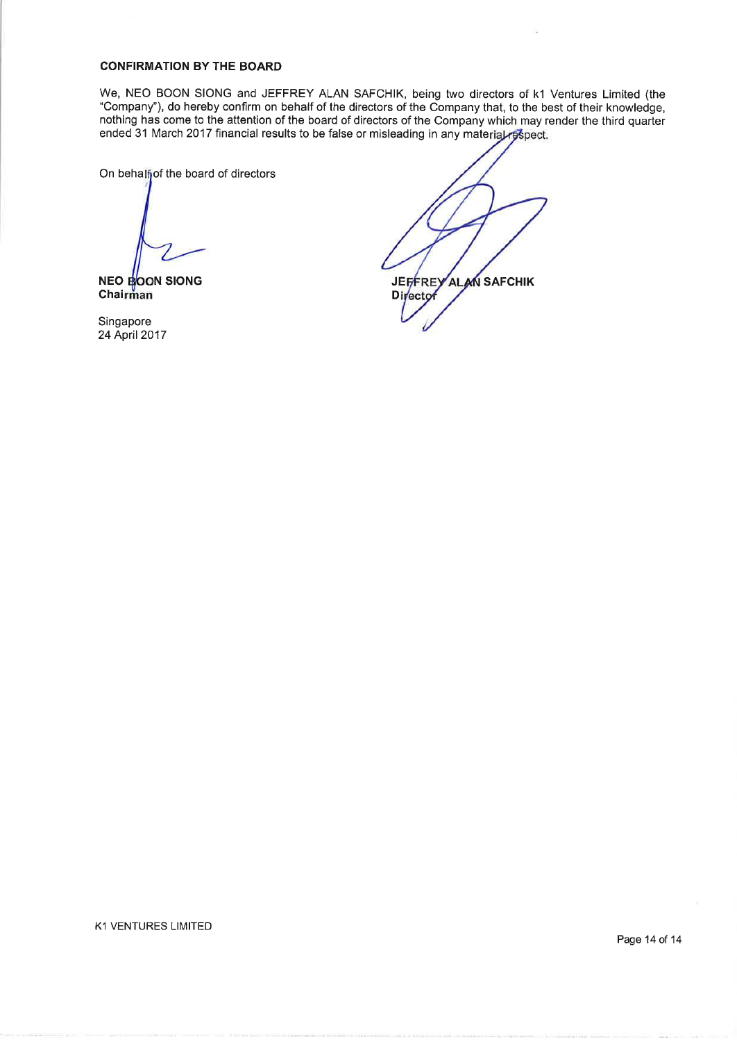**CONFIRMATION BY THE BOARD**

We, NEO BOON SIONG and JEFFREY ALAN SAFCHIK, being two directors of k1 Ventures Limited (the "Company"), do hereby confirm on behalf of the directors of the Company that, to the best of their knowledge, nothing has come to the attention of the board of directors of the Company which may render the third quarter ended 31 March 2017 financial results to be false or misleading in any material respect.

On behalf of the board of directors

**NEO BOON SIONG**
**Chairman**

**JEFFREY ALAN SAFCHIK**
**Director**

Singapore
24 April 2017